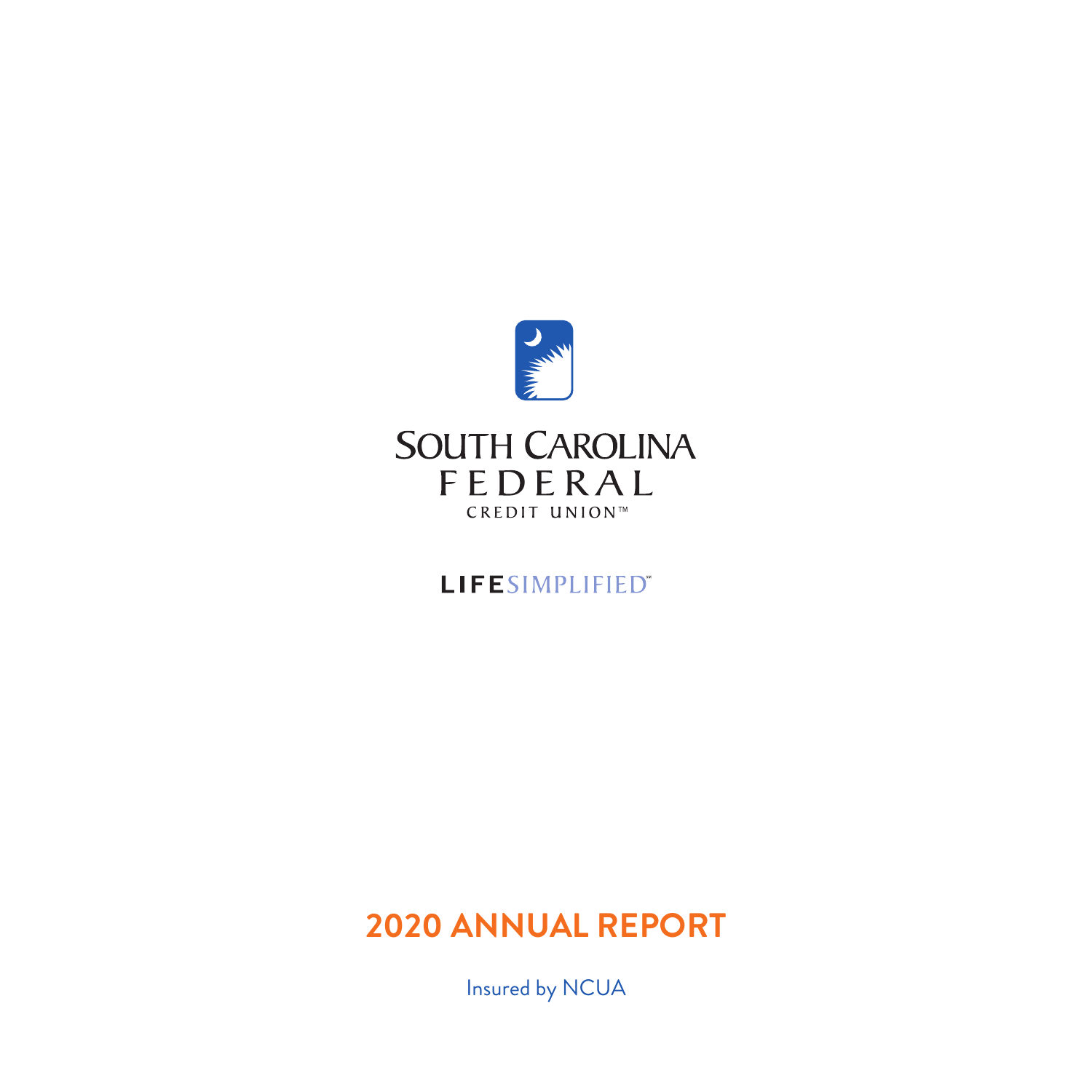SOUTH CAROLINA
FEDERAL
CREDIT UNION™

LIFESIMPLIFIED℠

# 2020 ANNUAL REPORT

Insured by NCUA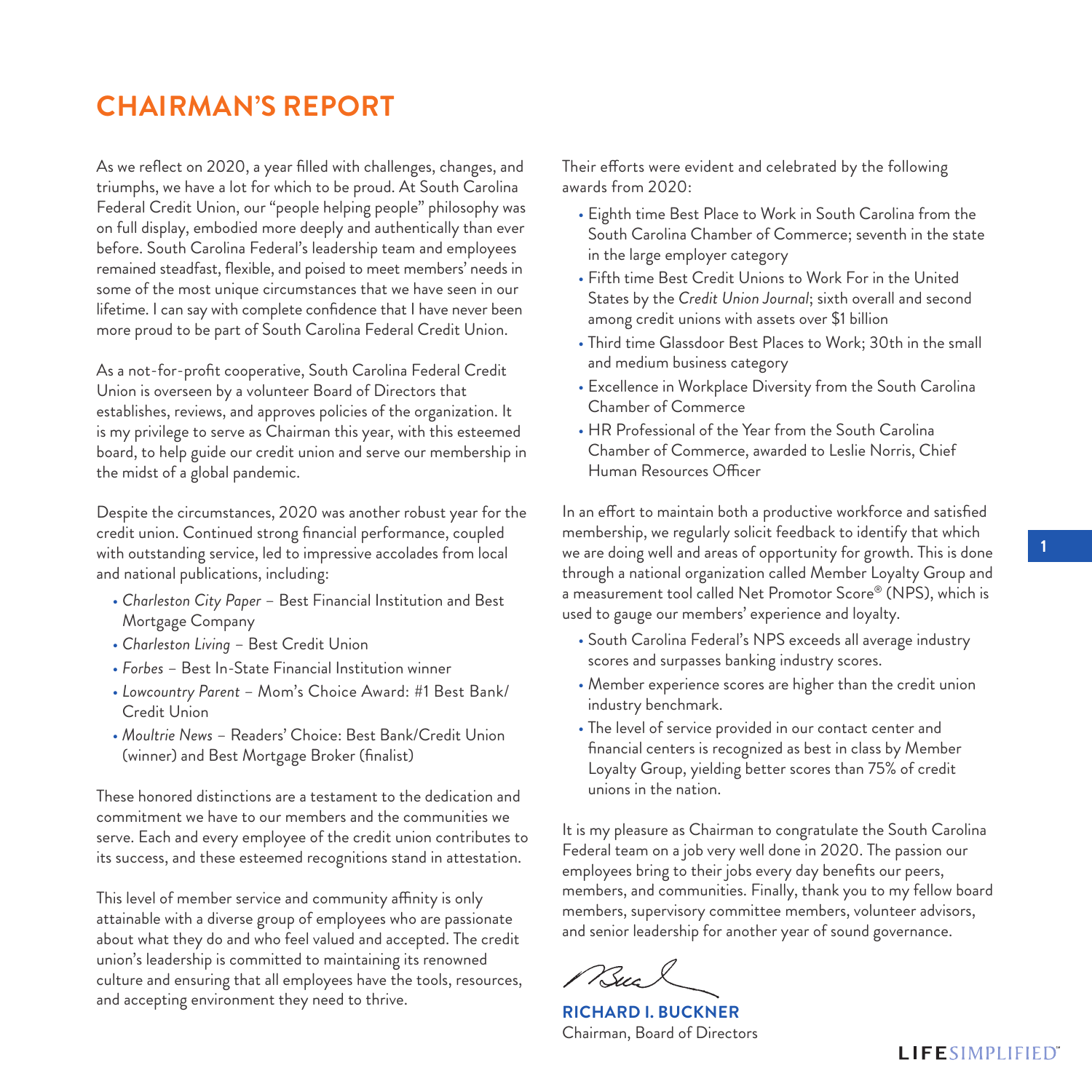# CHAIRMAN'S REPORT

As we reflect on 2020, a year filled with challenges, changes, and triumphs, we have a lot for which to be proud. At South Carolina Federal Credit Union, our "people helping people" philosophy was on full display, embodied more deeply and authentically than ever before. South Carolina Federal's leadership team and employees remained steadfast, flexible, and poised to meet members' needs in some of the most unique circumstances that we have seen in our lifetime. I can say with complete confidence that I have never been more proud to be part of South Carolina Federal Credit Union.

As a not-for-profit cooperative, South Carolina Federal Credit Union is overseen by a volunteer Board of Directors that establishes, reviews, and approves policies of the organization. It is my privilege to serve as Chairman this year, with this esteemed board, to help guide our credit union and serve our membership in the midst of a global pandemic.

Despite the circumstances, 2020 was another robust year for the credit union. Continued strong financial performance, coupled with outstanding service, led to impressive accolades from local and national publications, including:

- *Charleston City Paper* – Best Financial Institution and Best Mortgage Company
- *Charleston Living* – Best Credit Union
- *Forbes* – Best In-State Financial Institution winner
- *Lowcountry Parent* – Mom's Choice Award: #1 Best Bank/Credit Union
- *Moultrie News* – Readers' Choice: Best Bank/Credit Union (winner) and Best Mortgage Broker (finalist)

These honored distinctions are a testament to the dedication and commitment we have to our members and the communities we serve. Each and every employee of the credit union contributes to its success, and these esteemed recognitions stand in attestation.

This level of member service and community affinity is only attainable with a diverse group of employees who are passionate about what they do and who feel valued and accepted. The credit union's leadership is committed to maintaining its renowned culture and ensuring that all employees have the tools, resources, and accepting environment they need to thrive.

Their efforts were evident and celebrated by the following awards from 2020:

- Eighth time Best Place to Work in South Carolina from the South Carolina Chamber of Commerce; seventh in the state in the large employer category
- Fifth time Best Credit Unions to Work For in the United States by the *Credit Union Journal*; sixth overall and second among credit unions with assets over $1 billion
- Third time Glassdoor Best Places to Work; 30th in the small and medium business category
- Excellence in Workplace Diversity from the South Carolina Chamber of Commerce
- HR Professional of the Year from the South Carolina Chamber of Commerce, awarded to Leslie Norris, Chief Human Resources Officer

In an effort to maintain both a productive workforce and satisfied membership, we regularly solicit feedback to identify that which we are doing well and areas of opportunity for growth. This is done through a national organization called Member Loyalty Group and a measurement tool called Net Promotor Score® (NPS), which is used to gauge our members' experience and loyalty.

- South Carolina Federal's NPS exceeds all average industry scores and surpasses banking industry scores.
- Member experience scores are higher than the credit union industry benchmark.
- The level of service provided in our contact center and financial centers is recognized as best in class by Member Loyalty Group, yielding better scores than 75% of credit unions in the nation.

It is my pleasure as Chairman to congratulate the South Carolina Federal team on a job very well done in 2020. The passion our employees bring to their jobs every day benefits our peers, members, and communities. Finally, thank you to my fellow board members, supervisory committee members, volunteer advisors, and senior leadership for another year of sound governance.

**RICHARD I. BUCKNER**
Chairman, Board of Directors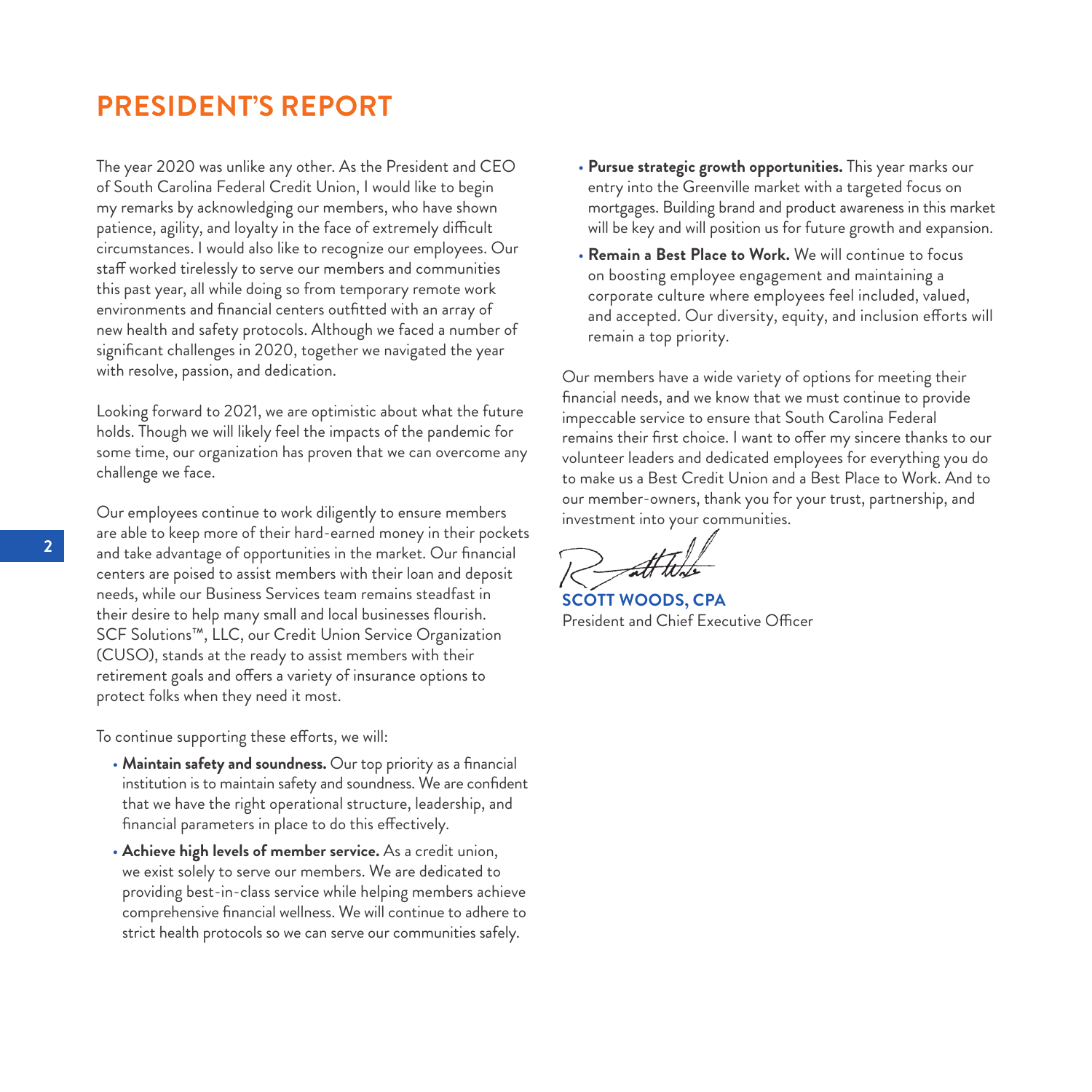# PRESIDENT'S REPORT

The year 2020 was unlike any other. As the President and CEO of South Carolina Federal Credit Union, I would like to begin my remarks by acknowledging our members, who have shown patience, agility, and loyalty in the face of extremely difficult circumstances. I would also like to recognize our employees. Our staff worked tirelessly to serve our members and communities this past year, all while doing so from temporary remote work environments and financial centers outfitted with an array of new health and safety protocols. Although we faced a number of significant challenges in 2020, together we navigated the year with resolve, passion, and dedication.

Looking forward to 2021, we are optimistic about what the future holds. Though we will likely feel the impacts of the pandemic for some time, our organization has proven that we can overcome any challenge we face.

Our employees continue to work diligently to ensure members are able to keep more of their hard-earned money in their pockets and take advantage of opportunities in the market. Our financial centers are poised to assist members with their loan and deposit needs, while our Business Services team remains steadfast in their desire to help many small and local businesses flourish. SCF Solutions™, LLC, our Credit Union Service Organization (CUSO), stands at the ready to assist members with their retirement goals and offers a variety of insurance options to protect folks when they need it most.

To continue supporting these efforts, we will:

- **Maintain safety and soundness.** Our top priority as a financial institution is to maintain safety and soundness. We are confident that we have the right operational structure, leadership, and financial parameters in place to do this effectively.
- **Achieve high levels of member service.** As a credit union, we exist solely to serve our members. We are dedicated to providing best-in-class service while helping members achieve comprehensive financial wellness. We will continue to adhere to strict health protocols so we can serve our communities safely.
- **Pursue strategic growth opportunities.** This year marks our entry into the Greenville market with a targeted focus on mortgages. Building brand and product awareness in this market will be key and will position us for future growth and expansion.
- **Remain a Best Place to Work.** We will continue to focus on boosting employee engagement and maintaining a corporate culture where employees feel included, valued, and accepted. Our diversity, equity, and inclusion efforts will remain a top priority.

Our members have a wide variety of options for meeting their financial needs, and we know that we must continue to provide impeccable service to ensure that South Carolina Federal remains their first choice. I want to offer my sincere thanks to our volunteer leaders and dedicated employees for everything you do to make us a Best Credit Union and a Best Place to Work. And to our member-owners, thank you for your trust, partnership, and investment into your communities.

**SCOTT WOODS, CPA**
President and Chief Executive Officer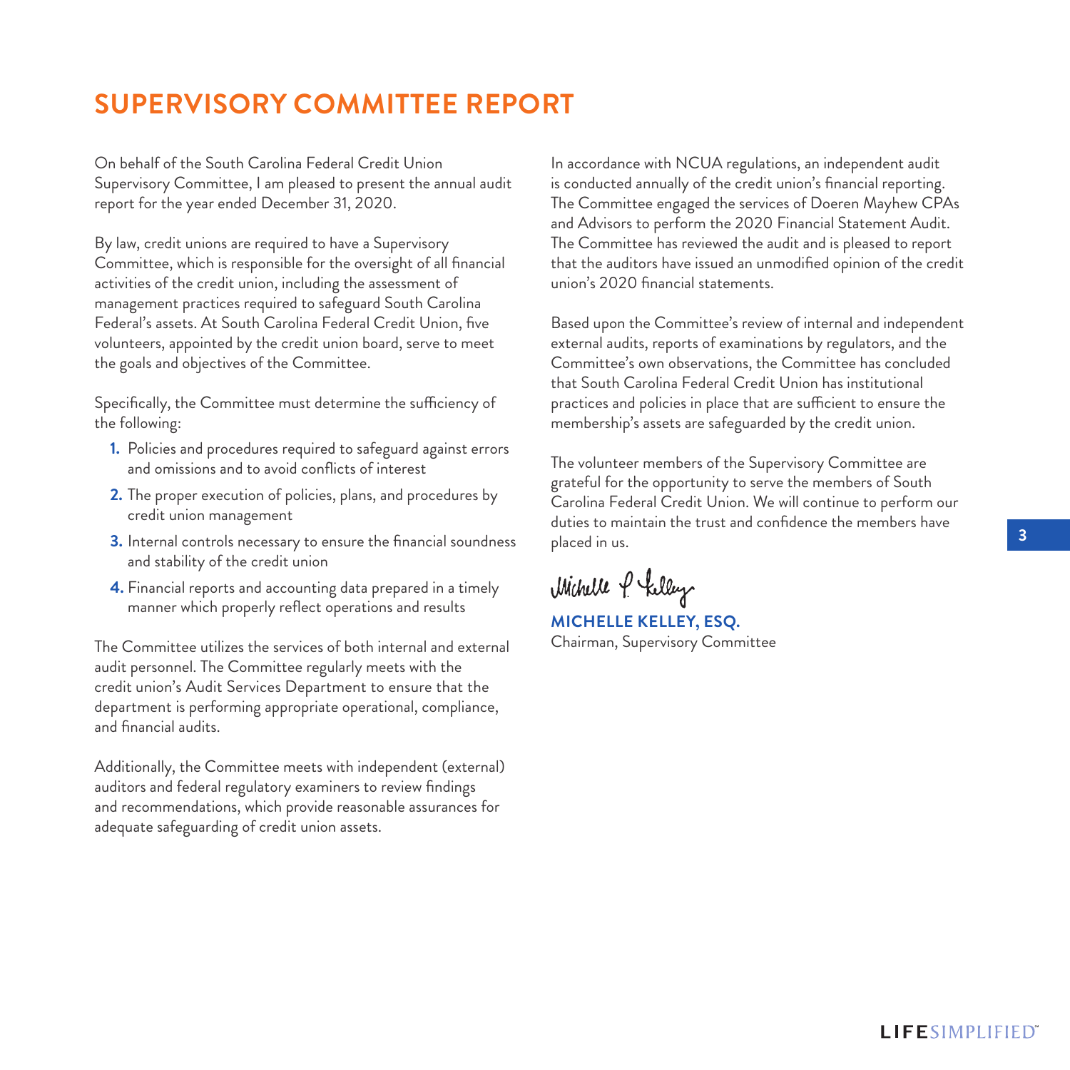# SUPERVISORY COMMITTEE REPORT

On behalf of the South Carolina Federal Credit Union Supervisory Committee, I am pleased to present the annual audit report for the year ended December 31, 2020.

By law, credit unions are required to have a Supervisory Committee, which is responsible for the oversight of all financial activities of the credit union, including the assessment of management practices required to safeguard South Carolina Federal's assets. At South Carolina Federal Credit Union, five volunteers, appointed by the credit union board, serve to meet the goals and objectives of the Committee.

Specifically, the Committee must determine the sufficiency of the following:

1. Policies and procedures required to safeguard against errors and omissions and to avoid conflicts of interest
2. The proper execution of policies, plans, and procedures by credit union management
3. Internal controls necessary to ensure the financial soundness and stability of the credit union
4. Financial reports and accounting data prepared in a timely manner which properly reflect operations and results

The Committee utilizes the services of both internal and external audit personnel. The Committee regularly meets with the credit union's Audit Services Department to ensure that the department is performing appropriate operational, compliance, and financial audits.

Additionally, the Committee meets with independent (external) auditors and federal regulatory examiners to review findings and recommendations, which provide reasonable assurances for adequate safeguarding of credit union assets.

In accordance with NCUA regulations, an independent audit is conducted annually of the credit union's financial reporting. The Committee engaged the services of Doeren Mayhew CPAs and Advisors to perform the 2020 Financial Statement Audit. The Committee has reviewed the audit and is pleased to report that the auditors have issued an unmodified opinion of the credit union's 2020 financial statements.

Based upon the Committee's review of internal and independent external audits, reports of examinations by regulators, and the Committee's own observations, the Committee has concluded that South Carolina Federal Credit Union has institutional practices and policies in place that are sufficient to ensure the membership's assets are safeguarded by the credit union.

The volunteer members of the Supervisory Committee are grateful for the opportunity to serve the members of South Carolina Federal Credit Union. We will continue to perform our duties to maintain the trust and confidence the members have placed in us.

Michelle P. Kelley

**MICHELLE KELLEY, ESQ.**
Chairman, Supervisory Committee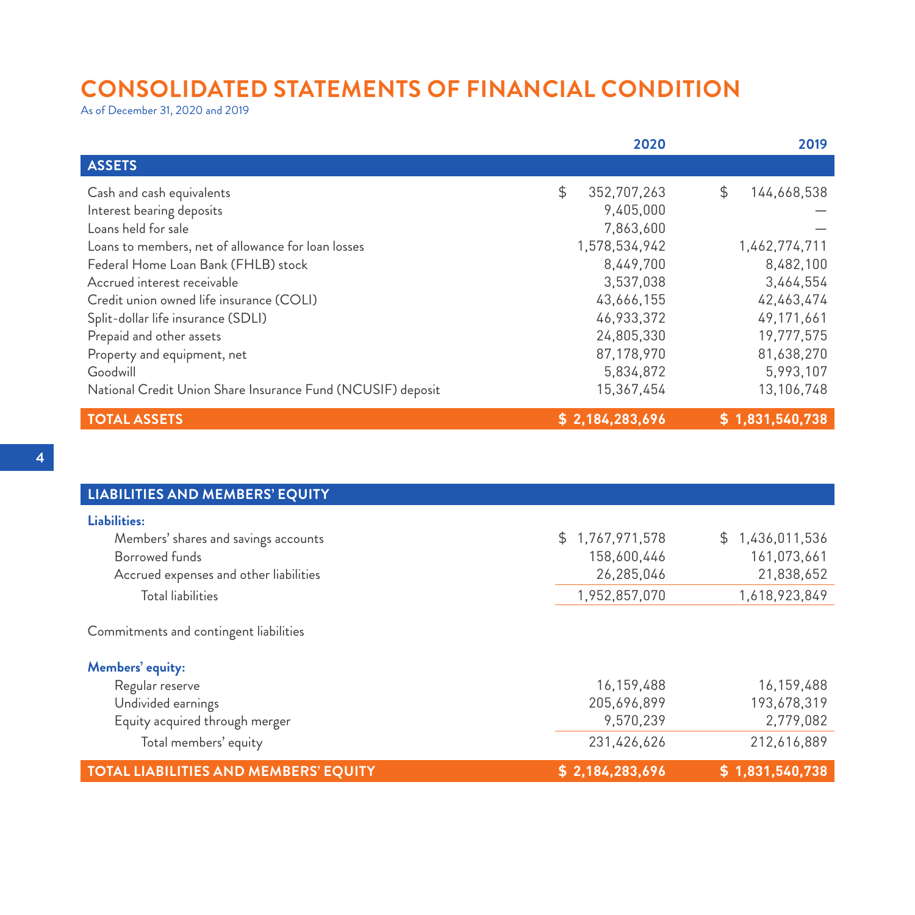# CONSOLIDATED STATEMENTS OF FINANCIAL CONDITION

As of December 31, 2020 and 2019

| | 2020 | 2019 |
|---|---|---|
| **ASSETS** | | |
| Cash and cash equivalents | $ 352,707,263 | $ 144,668,538 |
| Interest bearing deposits | 9,405,000 | — |
| Loans held for sale | 7,863,600 | — |
| Loans to members, net of allowance for loan losses | 1,578,534,942 | 1,462,774,711 |
| Federal Home Loan Bank (FHLB) stock | 8,449,700 | 8,482,100 |
| Accrued interest receivable | 3,537,038 | 3,464,554 |
| Credit union owned life insurance (COLI) | 43,666,155 | 42,463,474 |
| Split-dollar life insurance (SDLI) | 46,933,372 | 49,171,661 |
| Prepaid and other assets | 24,805,330 | 19,777,575 |
| Property and equipment, net | 87,178,970 | 81,638,270 |
| Goodwill | 5,834,872 | 5,993,107 |
| National Credit Union Share Insurance Fund (NCUSIF) deposit | 15,367,454 | 13,106,748 |
| **TOTAL ASSETS** | **$ 2,184,283,696** | **$ 1,831,540,738** |

| | 2020 | 2019 |
|---|---|---|
| **LIABILITIES AND MEMBERS' EQUITY** | | |
| **Liabilities:** | | |
| Members' shares and savings accounts | $ 1,767,971,578 | $ 1,436,011,536 |
| Borrowed funds | 158,600,446 | 161,073,661 |
| Accrued expenses and other liabilities | 26,285,046 | 21,838,652 |
| Total liabilities | 1,952,857,070 | 1,618,923,849 |
| Commitments and contingent liabilities | | |
| **Members' equity:** | | |
| Regular reserve | 16,159,488 | 16,159,488 |
| Undivided earnings | 205,696,899 | 193,678,319 |
| Equity acquired through merger | 9,570,239 | 2,779,082 |
| Total members' equity | 231,426,626 | 212,616,889 |
| **TOTAL LIABILITIES AND MEMBERS' EQUITY** | **$ 2,184,283,696** | **$ 1,831,540,738** |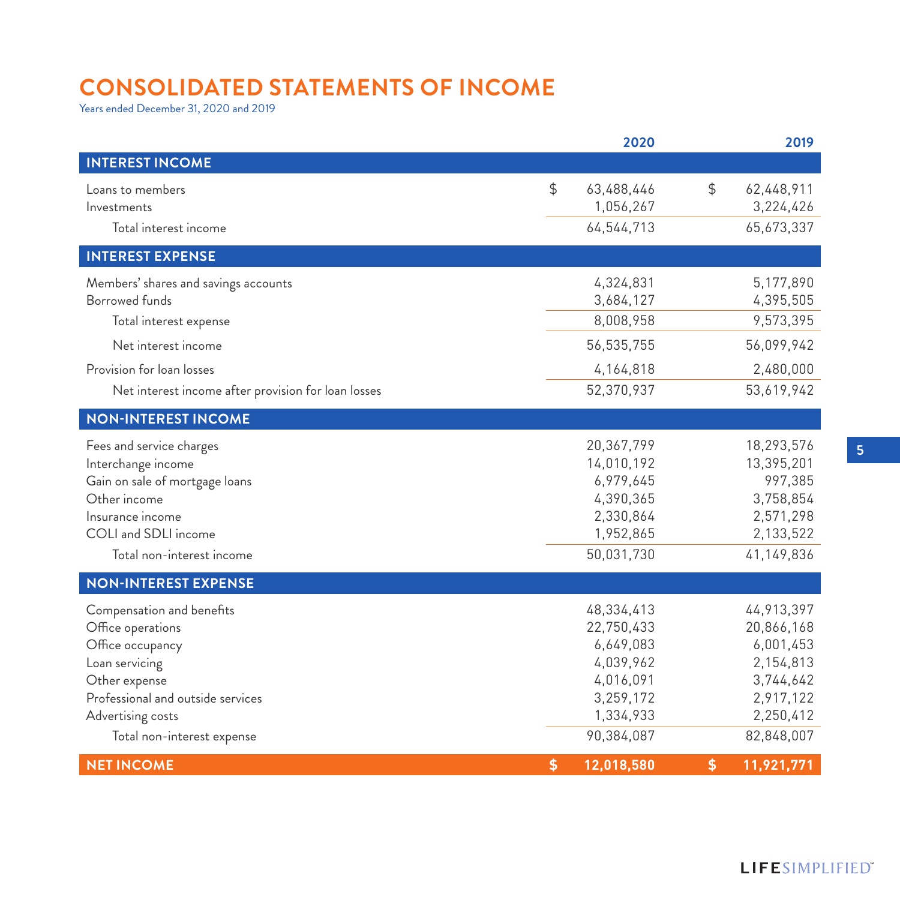# CONSOLIDATED STATEMENTS OF INCOME

Years ended December 31, 2020 and 2019

| | 2020 | 2019 |
|---|---|---|
| **INTEREST INCOME** | | |
| Loans to members | $ 63,488,446 | $ 62,448,911 |
| Investments | 1,056,267 | 3,224,426 |
| Total interest income | 64,544,713 | 65,673,337 |
| **INTEREST EXPENSE** | | |
| Members' shares and savings accounts | 4,324,831 | 5,177,890 |
| Borrowed funds | 3,684,127 | 4,395,505 |
| Total interest expense | 8,008,958 | 9,573,395 |
| Net interest income | 56,535,755 | 56,099,942 |
| Provision for loan losses | 4,164,818 | 2,480,000 |
| Net interest income after provision for loan losses | 52,370,937 | 53,619,942 |
| **NON-INTEREST INCOME** | | |
| Fees and service charges | 20,367,799 | 18,293,576 |
| Interchange income | 14,010,192 | 13,395,201 |
| Gain on sale of mortgage loans | 6,979,645 | 997,385 |
| Other income | 4,390,365 | 3,758,854 |
| Insurance income | 2,330,864 | 2,571,298 |
| COLI and SDLI income | 1,952,865 | 2,133,522 |
| Total non-interest income | 50,031,730 | 41,149,836 |
| **NON-INTEREST EXPENSE** | | |
| Compensation and benefits | 48,334,413 | 44,913,397 |
| Office operations | 22,750,433 | 20,866,168 |
| Office occupancy | 6,649,083 | 6,001,453 |
| Loan servicing | 4,039,962 | 2,154,813 |
| Other expense | 4,016,091 | 3,744,642 |
| Professional and outside services | 3,259,172 | 2,917,122 |
| Advertising costs | 1,334,933 | 2,250,412 |
| Total non-interest expense | 90,384,087 | 82,848,007 |
| **NET INCOME** | **$ 12,018,580** | **$ 11,921,771** |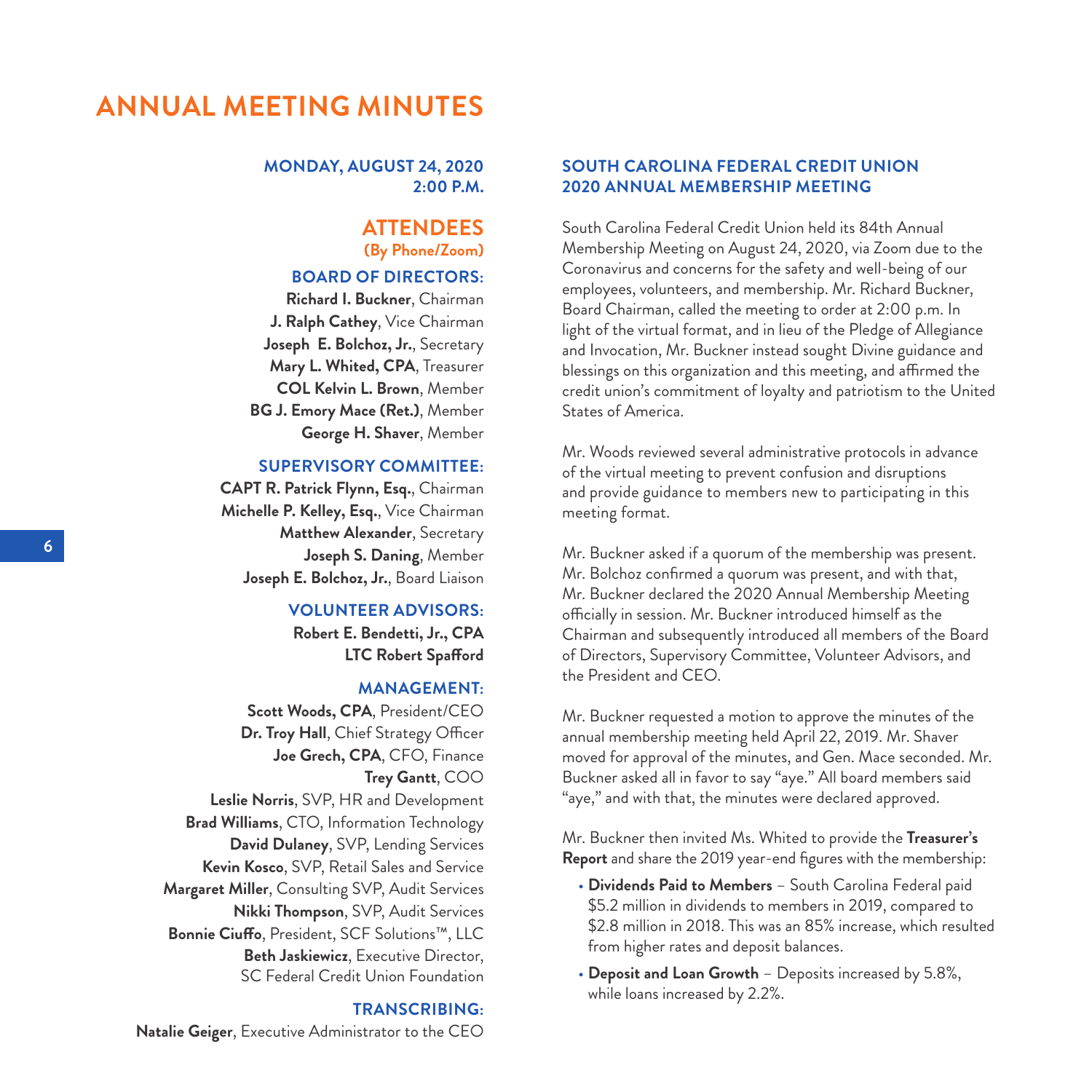# ANNUAL MEETING MINUTES

**MONDAY, AUGUST 24, 2020**
**2:00 P.M.**

## ATTENDEES

**(By Phone/Zoom)**

### BOARD OF DIRECTORS:

**Richard I. Buckner**, Chairman
**J. Ralph Cathey**, Vice Chairman
**Joseph E. Bolchoz, Jr.**, Secretary
**Mary L. Whited, CPA**, Treasurer
**COL Kelvin L. Brown**, Member
**BG J. Emory Mace (Ret.)**, Member
**George H. Shaver**, Member

### SUPERVISORY COMMITTEE:

**CAPT R. Patrick Flynn, Esq.**, Chairman
**Michelle P. Kelley, Esq.**, Vice Chairman
**Matthew Alexander**, Secretary
**Joseph S. Daning**, Member
**Joseph E. Bolchoz, Jr.**, Board Liaison

### VOLUNTEER ADVISORS:

**Robert E. Bendetti, Jr., CPA**
**LTC Robert Spafford**

### MANAGEMENT:

**Scott Woods, CPA**, President/CEO
**Dr. Troy Hall**, Chief Strategy Officer
**Joe Grech, CPA**, CFO, Finance
**Trey Gantt**, COO
**Leslie Norris**, SVP, HR and Development
**Brad Williams**, CTO, Information Technology
**David Dulaney**, SVP, Lending Services
**Kevin Kosco**, SVP, Retail Sales and Service
**Margaret Miller**, Consulting SVP, Audit Services
**Nikki Thompson**, SVP, Audit Services
**Bonnie Ciuffo**, President, SCF Solutions™, LLC
**Beth Jaskiewicz**, Executive Director, SC Federal Credit Union Foundation

### TRANSCRIBING:

**Natalie Geiger**, Executive Administrator to the CEO

## SOUTH CAROLINA FEDERAL CREDIT UNION 2020 ANNUAL MEMBERSHIP MEETING

South Carolina Federal Credit Union held its 84th Annual Membership Meeting on August 24, 2020, via Zoom due to the Coronavirus and concerns for the safety and well-being of our employees, volunteers, and membership. Mr. Richard Buckner, Board Chairman, called the meeting to order at 2:00 p.m. In light of the virtual format, and in lieu of the Pledge of Allegiance and Invocation, Mr. Buckner instead sought Divine guidance and blessings on this organization and this meeting, and affirmed the credit union's commitment of loyalty and patriotism to the United States of America.

Mr. Woods reviewed several administrative protocols in advance of the virtual meeting to prevent confusion and disruptions and provide guidance to members new to participating in this meeting format.

Mr. Buckner asked if a quorum of the membership was present. Mr. Bolchoz confirmed a quorum was present, and with that, Mr. Buckner declared the 2020 Annual Membership Meeting officially in session. Mr. Buckner introduced himself as the Chairman and subsequently introduced all members of the Board of Directors, Supervisory Committee, Volunteer Advisors, and the President and CEO.

Mr. Buckner requested a motion to approve the minutes of the annual membership meeting held April 22, 2019. Mr. Shaver moved for approval of the minutes, and Gen. Mace seconded. Mr. Buckner asked all in favor to say "aye." All board members said "aye," and with that, the minutes were declared approved.

Mr. Buckner then invited Ms. Whited to provide the **Treasurer's Report** and share the 2019 year-end figures with the membership:

- **Dividends Paid to Members** – South Carolina Federal paid $5.2 million in dividends to members in 2019, compared to $2.8 million in 2018. This was an 85% increase, which resulted from higher rates and deposit balances.
- **Deposit and Loan Growth** – Deposits increased by 5.8%, while loans increased by 2.2%.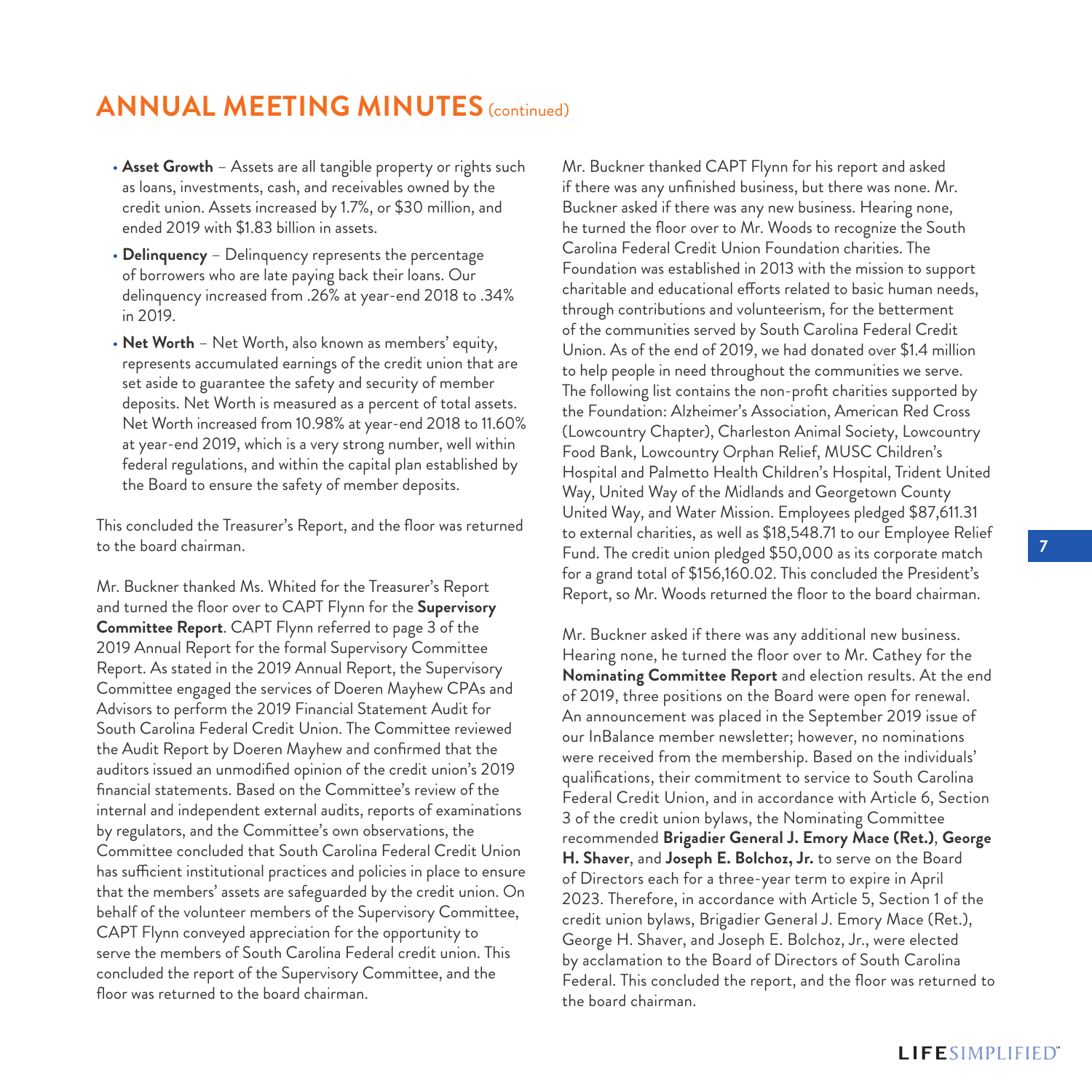# ANNUAL MEETING MINUTES (continued)

- **Asset Growth** – Assets are all tangible property or rights such as loans, investments, cash, and receivables owned by the credit union. Assets increased by 1.7%, or $30 million, and ended 2019 with $1.83 billion in assets.
- **Delinquency** – Delinquency represents the percentage of borrowers who are late paying back their loans. Our delinquency increased from .26% at year-end 2018 to .34% in 2019.
- **Net Worth** – Net Worth, also known as members' equity, represents accumulated earnings of the credit union that are set aside to guarantee the safety and security of member deposits. Net Worth is measured as a percent of total assets. Net Worth increased from 10.98% at year-end 2018 to 11.60% at year-end 2019, which is a very strong number, well within federal regulations, and within the capital plan established by the Board to ensure the safety of member deposits.

This concluded the Treasurer's Report, and the floor was returned to the board chairman.

Mr. Buckner thanked Ms. Whited for the Treasurer's Report and turned the floor over to CAPT Flynn for the **Supervisory Committee Report**. CAPT Flynn referred to page 3 of the 2019 Annual Report for the formal Supervisory Committee Report. As stated in the 2019 Annual Report, the Supervisory Committee engaged the services of Doeren Mayhew CPAs and Advisors to perform the 2019 Financial Statement Audit for South Carolina Federal Credit Union. The Committee reviewed the Audit Report by Doeren Mayhew and confirmed that the auditors issued an unmodified opinion of the credit union's 2019 financial statements. Based on the Committee's review of the internal and independent external audits, reports of examinations by regulators, and the Committee's own observations, the Committee concluded that South Carolina Federal Credit Union has sufficient institutional practices and policies in place to ensure that the members' assets are safeguarded by the credit union. On behalf of the volunteer members of the Supervisory Committee, CAPT Flynn conveyed appreciation for the opportunity to serve the members of South Carolina Federal credit union. This concluded the report of the Supervisory Committee, and the floor was returned to the board chairman.

Mr. Buckner thanked CAPT Flynn for his report and asked if there was any unfinished business, but there was none. Mr. Buckner asked if there was any new business. Hearing none, he turned the floor over to Mr. Woods to recognize the South Carolina Federal Credit Union Foundation charities. The Foundation was established in 2013 with the mission to support charitable and educational efforts related to basic human needs, through contributions and volunteerism, for the betterment of the communities served by South Carolina Federal Credit Union. As of the end of 2019, we had donated over $1.4 million to help people in need throughout the communities we serve. The following list contains the non-profit charities supported by the Foundation: Alzheimer's Association, American Red Cross (Lowcountry Chapter), Charleston Animal Society, Lowcountry Food Bank, Lowcountry Orphan Relief, MUSC Children's Hospital and Palmetto Health Children's Hospital, Trident United Way, United Way of the Midlands and Georgetown County United Way, and Water Mission. Employees pledged $87,611.31 to external charities, as well as $18,548.71 to our Employee Relief Fund. The credit union pledged $50,000 as its corporate match for a grand total of $156,160.02. This concluded the President's Report, so Mr. Woods returned the floor to the board chairman.

Mr. Buckner asked if there was any additional new business. Hearing none, he turned the floor over to Mr. Cathey for the **Nominating Committee Report** and election results. At the end of 2019, three positions on the Board were open for renewal. An announcement was placed in the September 2019 issue of our InBalance member newsletter; however, no nominations were received from the membership. Based on the individuals' qualifications, their commitment to service to South Carolina Federal Credit Union, and in accordance with Article 6, Section 3 of the credit union bylaws, the Nominating Committee recommended **Brigadier General J. Emory Mace (Ret.)**, **George H. Shaver**, and **Joseph E. Bolchoz, Jr.** to serve on the Board of Directors each for a three-year term to expire in April 2023. Therefore, in accordance with Article 5, Section 1 of the credit union bylaws, Brigadier General J. Emory Mace (Ret.), George H. Shaver, and Joseph E. Bolchoz, Jr., were elected by acclamation to the Board of Directors of South Carolina Federal. This concluded the report, and the floor was returned to the board chairman.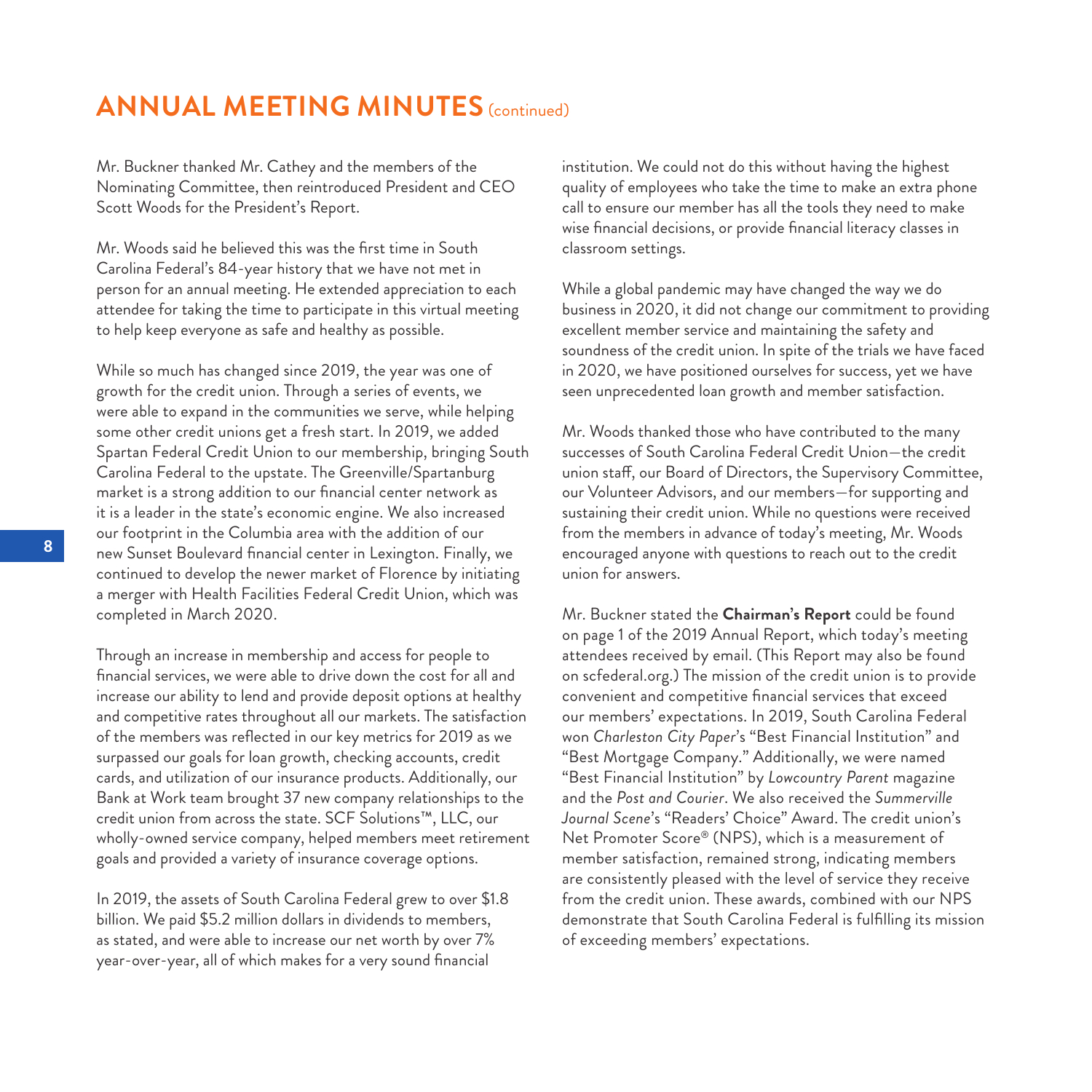## ANNUAL MEETING MINUTES (continued)

Mr. Buckner thanked Mr. Cathey and the members of the Nominating Committee, then reintroduced President and CEO Scott Woods for the President's Report.

Mr. Woods said he believed this was the first time in South Carolina Federal's 84-year history that we have not met in person for an annual meeting. He extended appreciation to each attendee for taking the time to participate in this virtual meeting to help keep everyone as safe and healthy as possible.

While so much has changed since 2019, the year was one of growth for the credit union. Through a series of events, we were able to expand in the communities we serve, while helping some other credit unions get a fresh start. In 2019, we added Spartan Federal Credit Union to our membership, bringing South Carolina Federal to the upstate. The Greenville/Spartanburg market is a strong addition to our financial center network as it is a leader in the state's economic engine. We also increased our footprint in the Columbia area with the addition of our new Sunset Boulevard financial center in Lexington. Finally, we continued to develop the newer market of Florence by initiating a merger with Health Facilities Federal Credit Union, which was completed in March 2020.

Through an increase in membership and access for people to financial services, we were able to drive down the cost for all and increase our ability to lend and provide deposit options at healthy and competitive rates throughout all our markets. The satisfaction of the members was reflected in our key metrics for 2019 as we surpassed our goals for loan growth, checking accounts, credit cards, and utilization of our insurance products. Additionally, our Bank at Work team brought 37 new company relationships to the credit union from across the state. SCF Solutions™, LLC, our wholly-owned service company, helped members meet retirement goals and provided a variety of insurance coverage options.

In 2019, the assets of South Carolina Federal grew to over $1.8 billion. We paid $5.2 million dollars in dividends to members, as stated, and were able to increase our net worth by over 7% year-over-year, all of which makes for a very sound financial institution. We could not do this without having the highest quality of employees who take the time to make an extra phone call to ensure our member has all the tools they need to make wise financial decisions, or provide financial literacy classes in classroom settings.

While a global pandemic may have changed the way we do business in 2020, it did not change our commitment to providing excellent member service and maintaining the safety and soundness of the credit union. In spite of the trials we have faced in 2020, we have positioned ourselves for success, yet we have seen unprecedented loan growth and member satisfaction.

Mr. Woods thanked those who have contributed to the many successes of South Carolina Federal Credit Union—the credit union staff, our Board of Directors, the Supervisory Committee, our Volunteer Advisors, and our members—for supporting and sustaining their credit union. While no questions were received from the members in advance of today's meeting, Mr. Woods encouraged anyone with questions to reach out to the credit union for answers.

Mr. Buckner stated the **Chairman's Report** could be found on page 1 of the 2019 Annual Report, which today's meeting attendees received by email. (This Report may also be found on scfederal.org.) The mission of the credit union is to provide convenient and competitive financial services that exceed our members' expectations. In 2019, South Carolina Federal won *Charleston City Paper*'s "Best Financial Institution" and "Best Mortgage Company." Additionally, we were named "Best Financial Institution" by *Lowcountry Parent* magazine and the *Post and Courier*. We also received the *Summerville Journal Scene*'s "Readers' Choice" Award. The credit union's Net Promoter Score® (NPS), which is a measurement of member satisfaction, remained strong, indicating members are consistently pleased with the level of service they receive from the credit union. These awards, combined with our NPS demonstrate that South Carolina Federal is fulfilling its mission of exceeding members' expectations.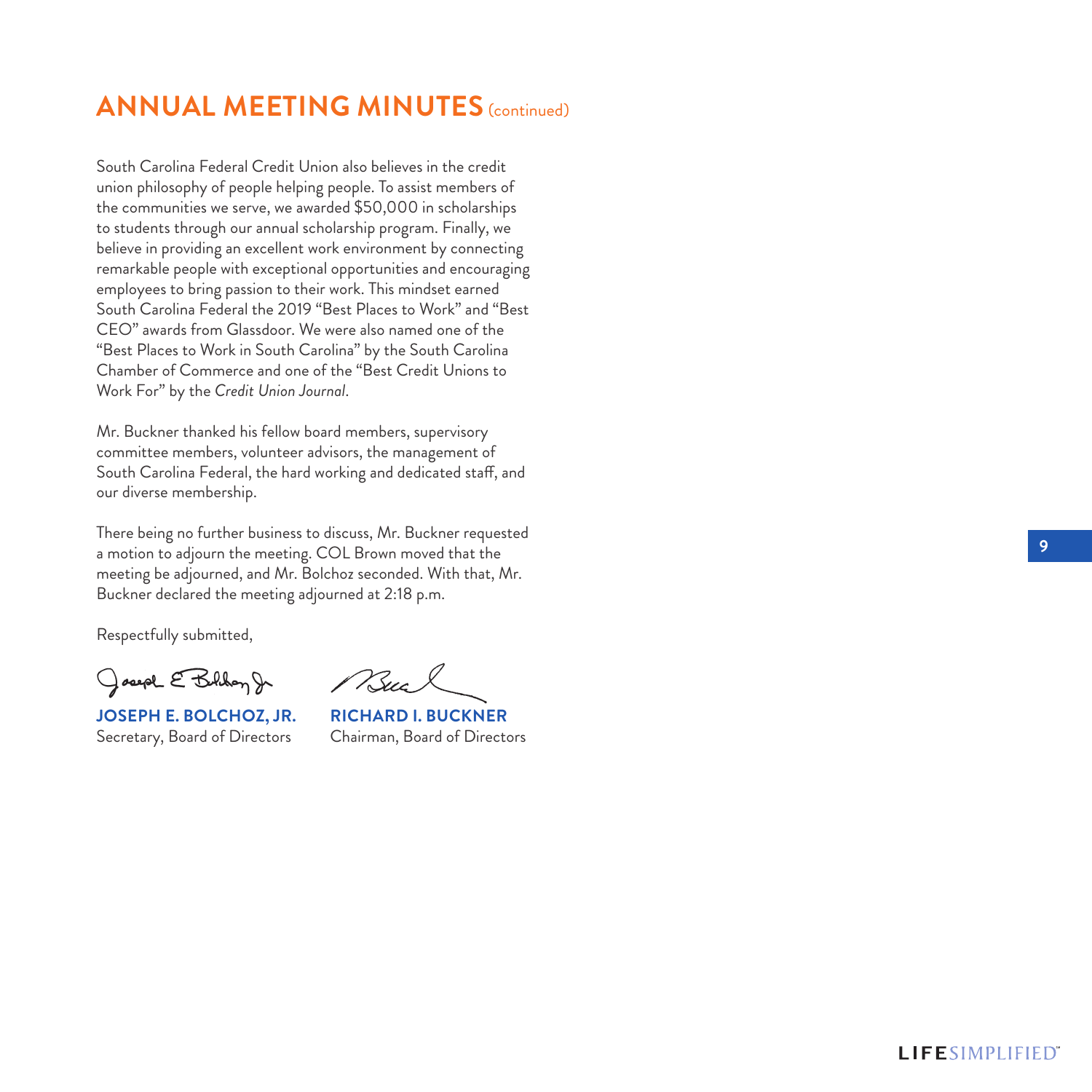# ANNUAL MEETING MINUTES (continued)

South Carolina Federal Credit Union also believes in the credit union philosophy of people helping people. To assist members of the communities we serve, we awarded $50,000 in scholarships to students through our annual scholarship program. Finally, we believe in providing an excellent work environment by connecting remarkable people with exceptional opportunities and encouraging employees to bring passion to their work. This mindset earned South Carolina Federal the 2019 "Best Places to Work" and "Best CEO" awards from Glassdoor. We were also named one of the "Best Places to Work in South Carolina" by the South Carolina Chamber of Commerce and one of the "Best Credit Unions to Work For" by the *Credit Union Journal*.

Mr. Buckner thanked his fellow board members, supervisory committee members, volunteer advisors, the management of South Carolina Federal, the hard working and dedicated staff, and our diverse membership.

There being no further business to discuss, Mr. Buckner requested a motion to adjourn the meeting. COL Brown moved that the meeting be adjourned, and Mr. Bolchoz seconded. With that, Mr. Buckner declared the meeting adjourned at 2:18 p.m.

Respectfully submitted,

**JOSEPH E. BOLCHOZ, JR.**
Secretary, Board of Directors

**RICHARD I. BUCKNER**
Chairman, Board of Directors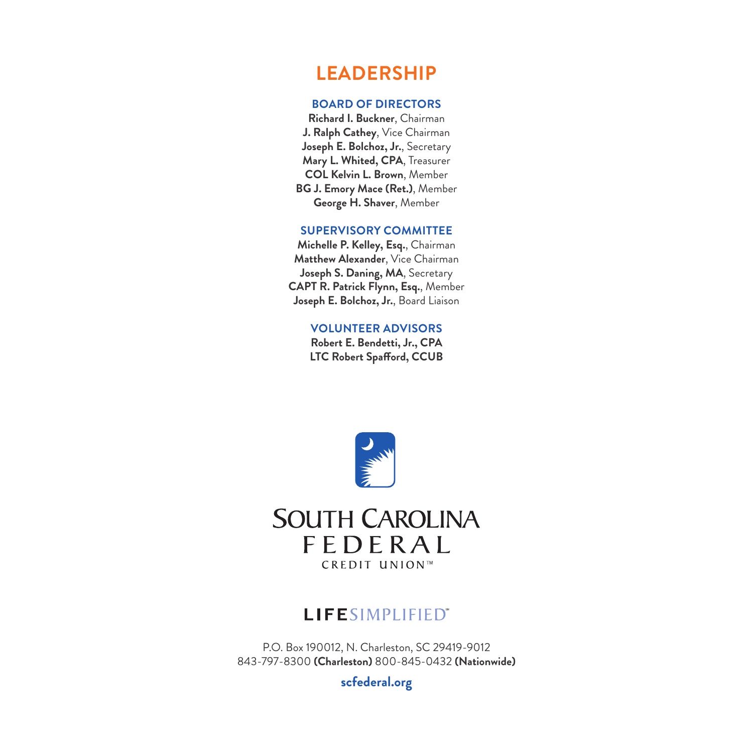# LEADERSHIP

## BOARD OF DIRECTORS

**Richard I. Buckner**, Chairman
**J. Ralph Cathey**, Vice Chairman
**Joseph E. Bolchoz, Jr.**, Secretary
**Mary L. Whited, CPA**, Treasurer
**COL Kelvin L. Brown**, Member
**BG J. Emory Mace (Ret.)**, Member
**George H. Shaver**, Member

## SUPERVISORY COMMITTEE

**Michelle P. Kelley, Esq.**, Chairman
**Matthew Alexander**, Vice Chairman
**Joseph S. Daning, MA**, Secretary
**CAPT R. Patrick Flynn, Esq.**, Member
**Joseph E. Bolchoz, Jr.**, Board Liaison

## VOLUNTEER ADVISORS

**Robert E. Bendetti, Jr., CPA**
**LTC Robert Spafford, CCUB**

SOUTH CAROLINA
FEDERAL
CREDIT UNION™

**LIFE**SIMPLIFIED℠

P.O. Box 190012, N. Charleston, SC 29419-9012
843-797-8300 **(Charleston)** 800-845-0432 **(Nationwide)**

**scfederal.org**